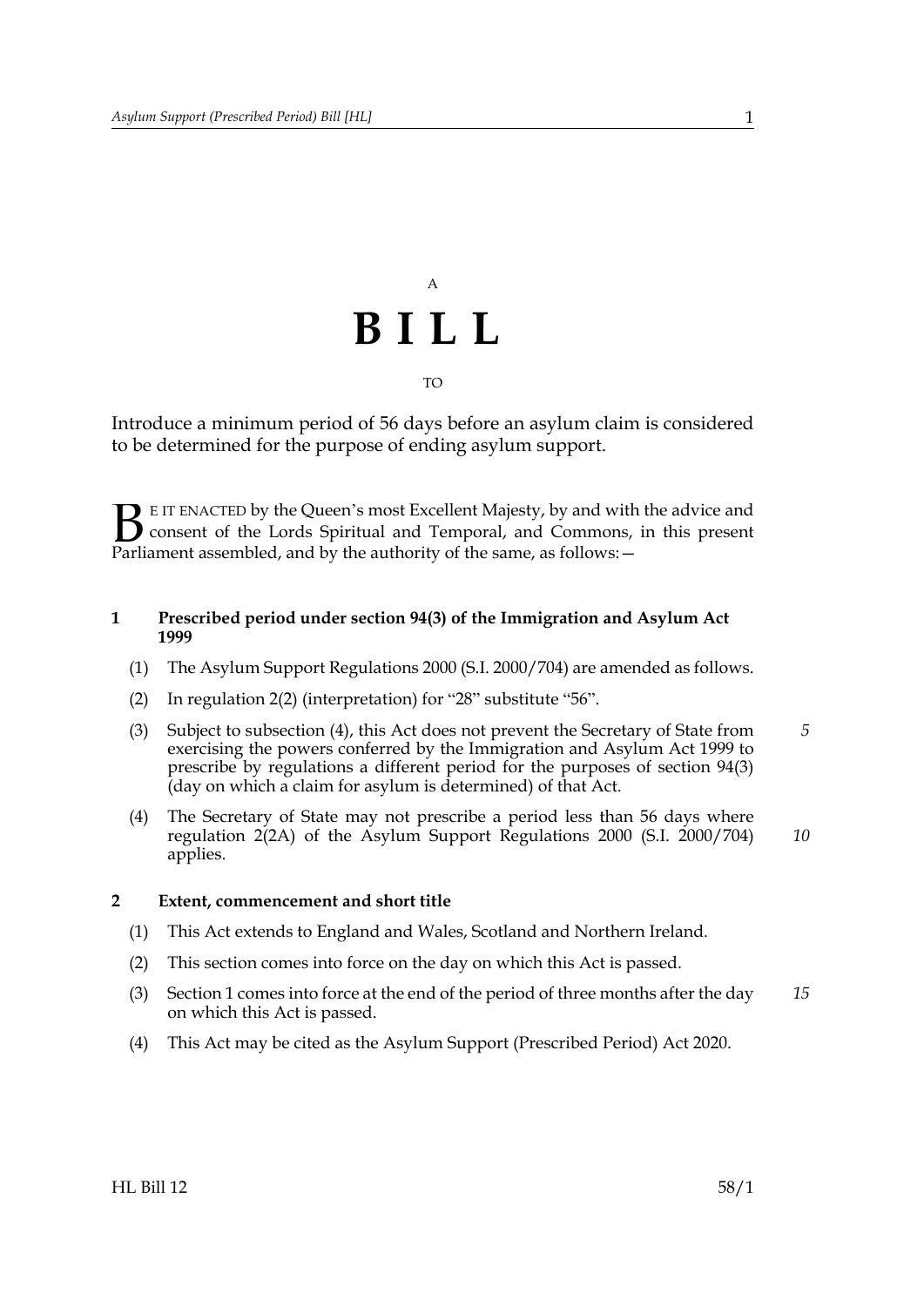A

# B I L L

TO

Introduce a minimum period of 56 days before an asylum claim is considered to be determined for the purpose of ending asylum support.

BE IT ENACTED by the Queen's most Excellent Majesty, by and with the advice and consent of the Lords Spiritual and Temporal, and Commons, in this present Parliament assembled, and by the authority of the same, as follows:—

**1 Prescribed period under section 94(3) of the Immigration and Asylum Act 1999**

(1) The Asylum Support Regulations 2000 (S.I. 2000/704) are amended as follows.

(2) In regulation 2(2) (interpretation) for "28" substitute "56".

(3) Subject to subsection (4), this Act does not prevent the Secretary of State from exercising the powers conferred by the Immigration and Asylum Act 1999 to prescribe by regulations a different period for the purposes of section 94(3) (day on which a claim for asylum is determined) of that Act.

(4) The Secretary of State may not prescribe a period less than 56 days where regulation 2(2A) of the Asylum Support Regulations 2000 (S.I. 2000/704) applies.

**2 Extent, commencement and short title**

(1) This Act extends to England and Wales, Scotland and Northern Ireland.

(2) This section comes into force on the day on which this Act is passed.

(3) Section 1 comes into force at the end of the period of three months after the day on which this Act is passed.

(4) This Act may be cited as the Asylum Support (Prescribed Period) Act 2020.

HL Bill 12 58/1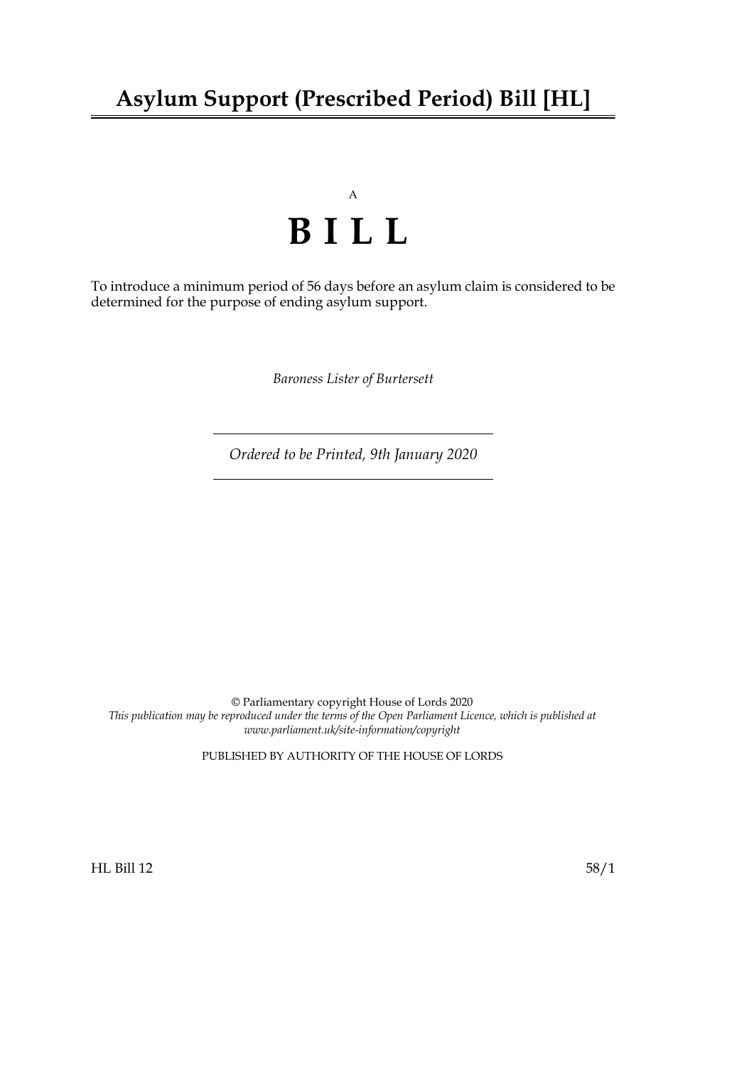# Asylum Support (Prescribed Period) Bill [HL]

A

# B I L L

To introduce a minimum period of 56 days before an asylum claim is considered to be determined for the purpose of ending asylum support.

*Baroness Lister of Burtersett*

*Ordered to be Printed, 9th January 2020*

© Parliamentary copyright House of Lords 2020
*This publication may be reproduced under the terms of the Open Parliament Licence, which is published at www.parliament.uk/site-information/copyright*

PUBLISHED BY AUTHORITY OF THE HOUSE OF LORDS

HL Bill 12 58/1